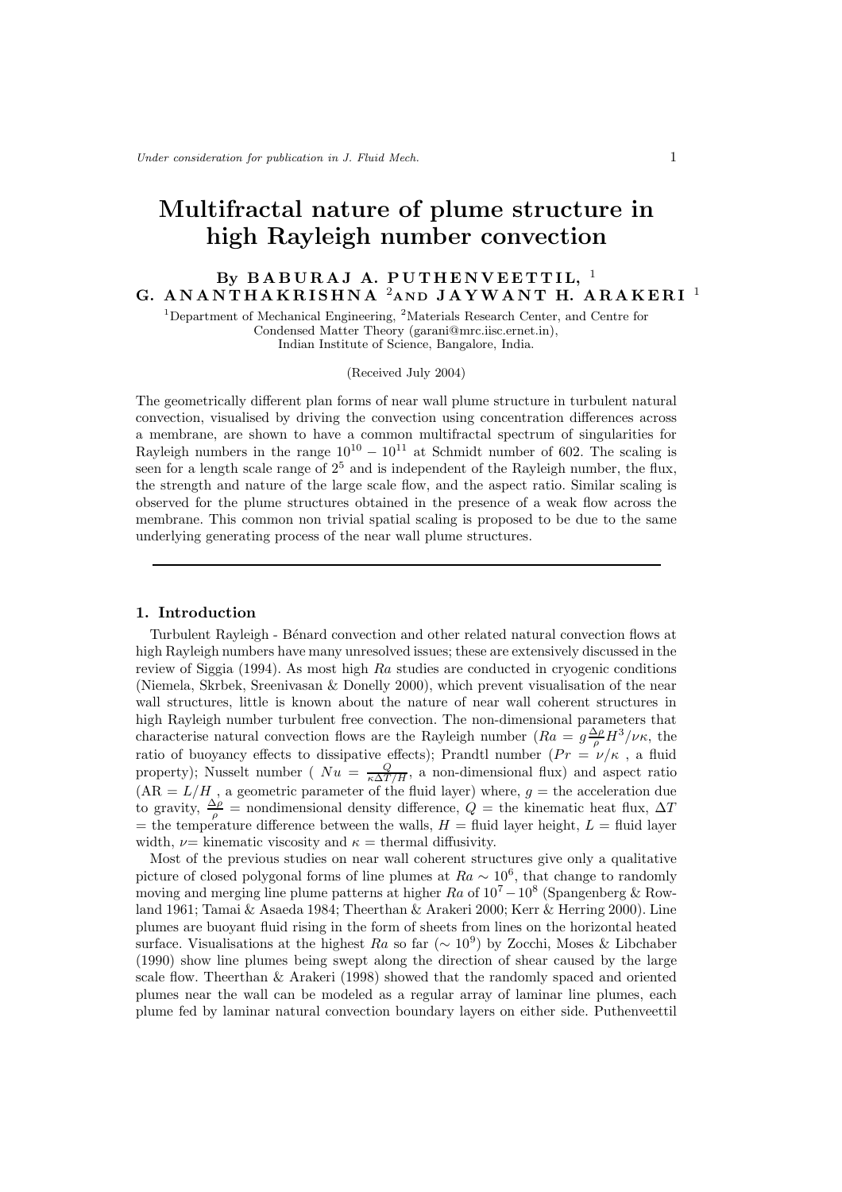# Multifractal nature of plume structure in high Rayleigh number convection

By **BABURAJ A. PUTHENVEETTIL**, [1] **G. ANANTHAKRISHNA** [2] AND **JAYWANT H. ARAKERI** [1]

[1]Department of Mechanical Engineering, [2]Materials Research Center, and Centre for Condensed Matter Theory (garani@mrc.iisc.ernet.in), Indian Institute of Science, Bangalore, India.

(Received July 2004)

The geometrically different plan forms of near wall plume structure in turbulent natural convection, visualised by driving the convection using concentration differences across a membrane, are shown to have a common multifractal spectrum of singularities for Rayleigh numbers in the range $10^{10} - 10^{11}$ at Schmidt number of 602. The scaling is seen for a length scale range of $2^5$ and is independent of the Rayleigh number, the flux, the strength and nature of the large scale flow, and the aspect ratio. Similar scaling is observed for the plume structures obtained in the presence of a weak flow across the membrane. This common non trivial spatial scaling is proposed to be due to the same underlying generating process of the near wall plume structures.

---

## 1. Introduction

Turbulent Rayleigh - Bénard convection and other related natural convection flows at high Rayleigh numbers have many unresolved issues; these are extensively discussed in the review of Siggia (1994). As most high $Ra$ studies are conducted in cryogenic conditions (Niemela, Skrbek, Sreenivasan & Donelly 2000), which prevent visualisation of the near wall structures, little is known about the nature of near wall coherent structures in high Rayleigh number turbulent free convection. The non-dimensional parameters that characterise natural convection flows are the Rayleigh number ($Ra = g\frac{\Delta\rho}{\rho}H^3/\nu\kappa$, the ratio of buoyancy effects to dissipative effects); Prandtl number ($Pr = \nu/\kappa$ , a fluid property); Nusselt number ( $Nu = \frac{Q}{\kappa\Delta T/H}$, a non-dimensional flux) and aspect ratio (AR $= L/H$ , a geometric parameter of the fluid layer) where, $g =$ the acceleration due to gravity, $\frac{\Delta\rho}{\rho} =$ nondimensional density difference, $Q =$ the kinematic heat flux, $\Delta T$ = the temperature difference between the walls, $H =$ fluid layer height, $L =$ fluid layer width, $\nu =$ kinematic viscosity and $\kappa =$ thermal diffusivity.

Most of the previous studies on near wall coherent structures give only a qualitative picture of closed polygonal forms of line plumes at $Ra \sim 10^6$, that change to randomly moving and merging line plume patterns at higher $Ra$ of $10^7 - 10^8$ (Spangenberg & Rowland 1961; Tamai & Asaeda 1984; Theerthan & Arakeri 2000; Kerr & Herring 2000). Line plumes are buoyant fluid rising in the form of sheets from lines on the horizontal heated surface. Visualisations at the highest $Ra$ so far ($\sim 10^9$) by Zocchi, Moses & Libchaber (1990) show line plumes being swept along the direction of shear caused by the large scale flow. Theerthan & Arakeri (1998) showed that the randomly spaced and oriented plumes near the wall can be modeled as a regular array of laminar line plumes, each plume fed by laminar natural convection boundary layers on either side. Puthenveettil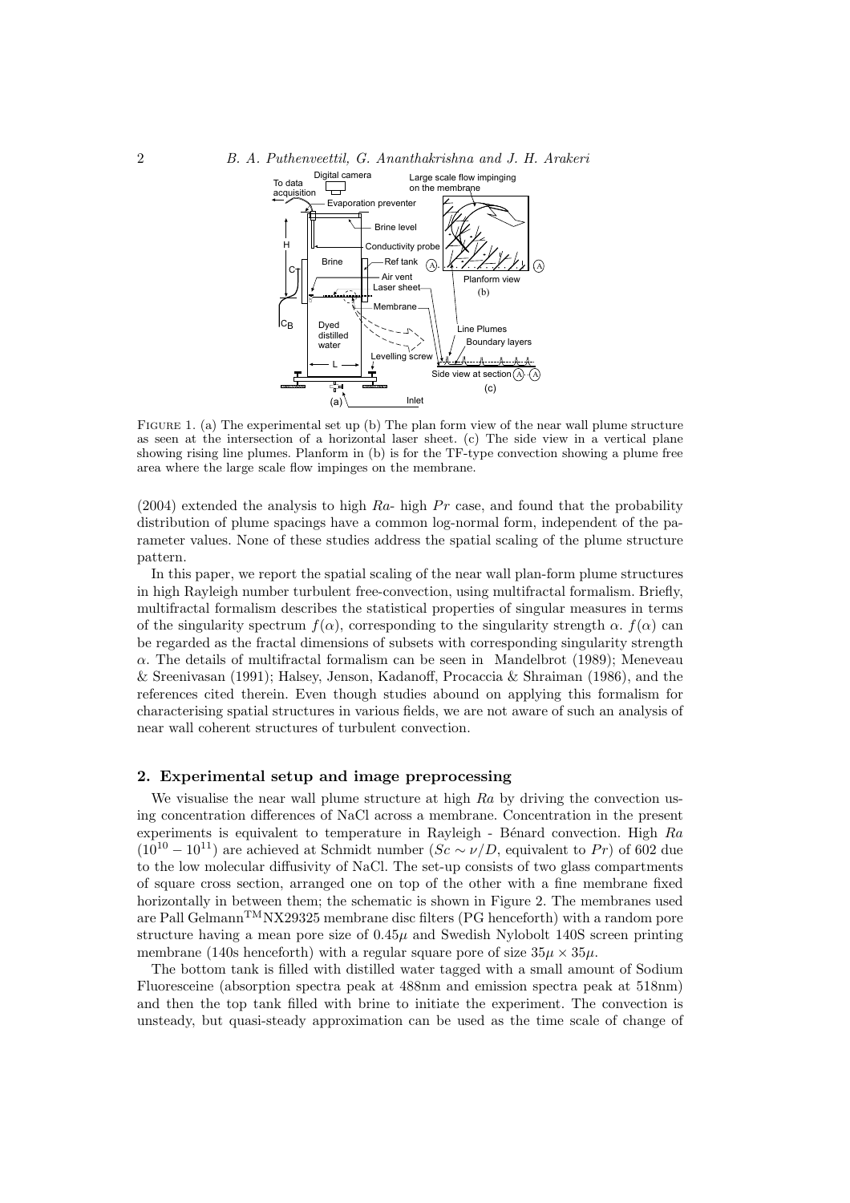FIGURE 1. (a) The experimental set up (b) The plan form view of the near wall plume structure as seen at the intersection of a horizontal laser sheet. (c) The side view in a vertical plane showing rising line plumes. Planform in (b) is for the TF-type convection showing a plume free area where the large scale flow impinges on the membrane.

(2004) extended the analysis to high $Ra$- high $Pr$ case, and found that the probability distribution of plume spacings have a common log-normal form, independent of the parameter values. None of these studies address the spatial scaling of the plume structure pattern.

In this paper, we report the spatial scaling of the near wall plan-form plume structures in high Rayleigh number turbulent free-convection, using multifractal formalism. Briefly, multifractal formalism describes the statistical properties of singular measures in terms of the singularity spectrum $f(\alpha)$, corresponding to the singularity strength $\alpha$. $f(\alpha)$ can be regarded as the fractal dimensions of subsets with corresponding singularity strength $\alpha$. The details of multifractal formalism can be seen in Mandelbrot (1989); Meneveau & Sreenivasan (1991); Halsey, Jenson, Kadanoff, Procaccia & Shraiman (1986), and the references cited therein. Even though studies abound on applying this formalism for characterising spatial structures in various fields, we are not aware of such an analysis of near wall coherent structures of turbulent convection.

## 2. Experimental setup and image preprocessing

We visualise the near wall plume structure at high $Ra$ by driving the convection using concentration differences of NaCl across a membrane. Concentration in the present experiments is equivalent to temperature in Rayleigh - Bénard convection. High $Ra$ ($10^{10} - 10^{11}$) are achieved at Schmidt number ($Sc \sim \nu/D$, equivalent to $Pr$) of 602 due to the low molecular diffusivity of NaCl. The set-up consists of two glass compartments of square cross section, arranged one on top of the other with a fine membrane fixed horizontally in between them; the schematic is shown in Figure 2. The membranes used are Pall Gelman$^{\mathrm{TM}}$NX29325 membrane disc filters (PG henceforth) with a random pore structure having a mean pore size of $0.45\mu$ and Swedish Nylobolt 140S screen printing membrane (140s henceforth) with a regular square pore of size $35\mu \times 35\mu$.

The bottom tank is filled with distilled water tagged with a small amount of Sodium Fluoresceine (absorption spectra peak at 488nm and emission spectra peak at 518nm) and then the top tank filled with brine to initiate the experiment. The convection is unsteady, but quasi-steady approximation can be used as the time scale of change of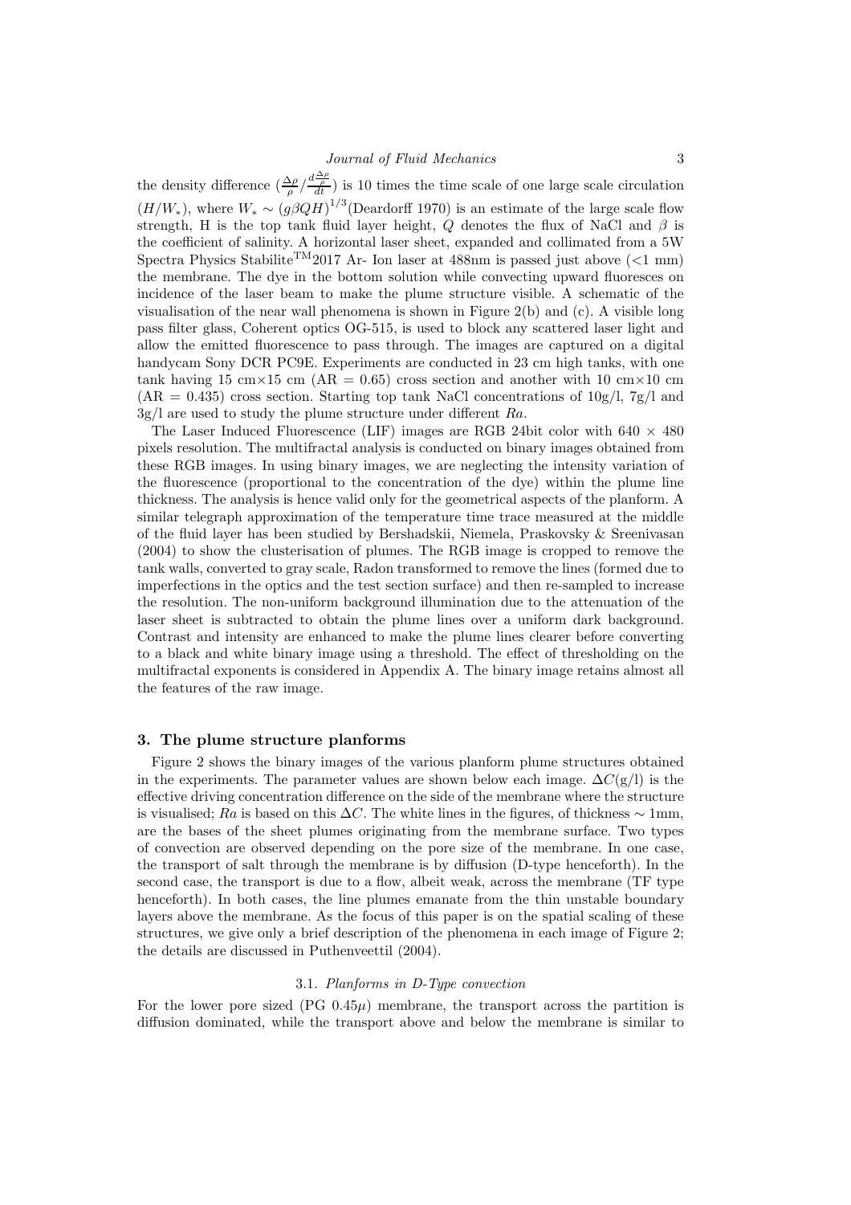the density difference ($\frac{\Delta\rho}{\rho}/\frac{d\frac{\Delta\rho}{\rho}}{dt}$) is 10 times the time scale of one large scale circulation ($H/W_*$), where $W_* \sim (g\beta QH)^{1/3}$(Deardorff 1970) is an estimate of the large scale flow strength, H is the top tank fluid layer height, $Q$ denotes the flux of NaCl and $\beta$ is the coefficient of salinity. A horizontal laser sheet, expanded and collimated from a 5W Spectra Physics Stabilite$^{\mathrm{TM}}$2017 Ar- Ion laser at 488nm is passed just above (<1 mm) the membrane. The dye in the bottom solution while convecting upward fluoresces on incidence of the laser beam to make the plume structure visible. A schematic of the visualisation of the near wall phenomena is shown in Figure 2(b) and (c). A visible long pass filter glass, Coherent optics OG-515, is used to block any scattered laser light and allow the emitted fluorescence to pass through. The images are captured on a digital handycam Sony DCR PC9E. Experiments are conducted in 23 cm high tanks, with one tank having 15 cm×15 cm (AR = 0.65) cross section and another with 10 cm×10 cm (AR = 0.435) cross section. Starting top tank NaCl concentrations of 10g/l, 7g/l and 3g/l are used to study the plume structure under different $Ra$.

The Laser Induced Fluorescence (LIF) images are RGB 24bit color with 640 × 480 pixels resolution. The multifractal analysis is conducted on binary images obtained from these RGB images. In using binary images, we are neglecting the intensity variation of the fluorescence (proportional to the concentration of the dye) within the plume line thickness. The analysis is hence valid only for the geometrical aspects of the planform. A similar telegraph approximation of the temperature time trace measured at the middle of the fluid layer has been studied by Bershadskii, Niemela, Praskovsky & Sreenivasan (2004) to show the clusterisation of plumes. The RGB image is cropped to remove the tank walls, converted to gray scale, Radon transformed to remove the lines (formed due to imperfections in the optics and the test section surface) and then re-sampled to increase the resolution. The non-uniform background illumination due to the attenuation of the laser sheet is subtracted to obtain the plume lines over a uniform dark background. Contrast and intensity are enhanced to make the plume lines clearer before converting to a black and white binary image using a threshold. The effect of thresholding on the multifractal exponents is considered in Appendix A. The binary image retains almost all the features of the raw image.

## 3. The plume structure planforms

Figure 2 shows the binary images of the various planform plume structures obtained in the experiments. The parameter values are shown below each image. $\Delta C$(g/l) is the effective driving concentration difference on the side of the membrane where the structure is visualised; $Ra$ is based on this $\Delta C$. The white lines in the figures, of thickness ∼ 1mm, are the bases of the sheet plumes originating from the membrane surface. Two types of convection are observed depending on the pore size of the membrane. In one case, the transport of salt through the membrane is by diffusion (D-type henceforth). In the second case, the transport is due to a flow, albeit weak, across the membrane (TF type henceforth). In both cases, the line plumes emanate from the thin unstable boundary layers above the membrane. As the focus of this paper is on the spatial scaling of these structures, we give only a brief description of the phenomena in each image of Figure 2; the details are discussed in Puthenveettil (2004).

### 3.1. *Planforms in D-Type convection*

For the lower pore sized (PG $0.45\mu$) membrane, the transport across the partition is diffusion dominated, while the transport above and below the membrane is similar to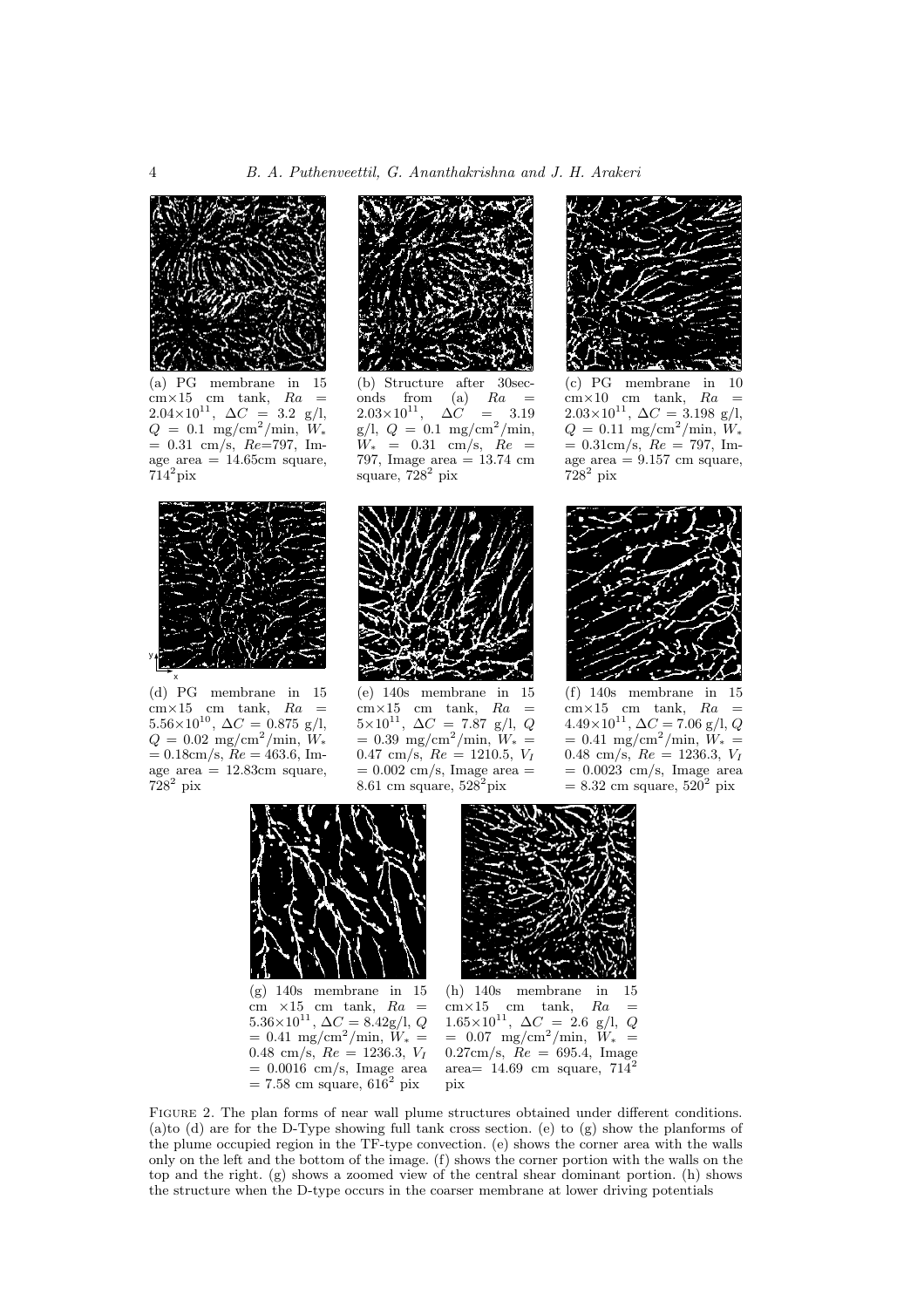(a) PG membrane in 15 cm×15 cm tank, $Ra = 2.04\times10^{11}$, $\Delta C = 3.2$ g/l, $Q = 0.1$ mg/cm$^2$/min, $W_* = 0.31$ cm/s, $Re$=797, Image area = 14.65cm square, $714^2$pix

(b) Structure after 30seconds from (a) $Ra = 2.03\times10^{11}$, $\Delta C = 3.19$ g/l, $Q = 0.1$ mg/cm$^2$/min, $W_* = 0.31$ cm/s, $Re = 797$, Image area = 13.74 cm square, $728^2$ pix

(c) PG membrane in 10 cm×10 cm tank, $Ra = 2.03\times10^{11}$, $\Delta C = 3.198$ g/l, $Q = 0.11$ mg/cm$^2$/min, $W_* = 0.31$cm/s, $Re = 797$, Image area = 9.157 cm square, $728^2$ pix

(d) PG membrane in 15 cm×15 cm tank, $Ra = 5.56\times10^{10}$, $\Delta C = 0.875$ g/l, $Q = 0.02$ mg/cm$^2$/min, $W_* = 0.18$cm/s, $Re = 463.6$, Image area = 12.83cm square, $728^2$ pix

(e) 140s membrane in 15 cm×15 cm tank, $Ra = 5\times10^{11}$, $\Delta C = 7.87$ g/l, $Q = 0.39$ mg/cm$^2$/min, $W_* = 0.47$ cm/s, $Re = 1210.5$, $V_I = 0.002$ cm/s, Image area = 8.61 cm square, $528^2$pix

(f) 140s membrane in 15 cm×15 cm tank, $Ra = 4.49\times10^{11}$, $\Delta C = 7.06$ g/l, $Q = 0.41$ mg/cm$^2$/min, $W_* = 0.48$ cm/s, $Re = 1236.3$, $V_I = 0.0023$ cm/s, Image area = 8.32 cm square, $520^2$ pix

(g) 140s membrane in 15 cm ×15 cm tank, $Ra = 5.36\times10^{11}$, $\Delta C = 8.42$g/l, $Q = 0.41$ mg/cm$^2$/min, $W_* = 0.48$ cm/s, $Re = 1236.3$, $V_I = 0.0016$ cm/s, Image area = 7.58 cm square, $616^2$ pix

(h) 140s membrane in 15 cm×15 cm tank, $Ra = 1.65\times10^{11}$, $\Delta C = 2.6$ g/l, $Q = 0.07$ mg/cm$^2$/min, $W_* = 0.27$cm/s, $Re = 695.4$, Image area= 14.69 cm square, $714^2$ pix

FIGURE 2. The plan forms of near wall plume structures obtained under different conditions. (a)to (d) are for the D-Type showing full tank cross section. (e) to (g) show the planforms of the plume occupied region in the TF-type convection. (e) shows the corner area with the walls only on the left and the bottom of the image. (f) shows the corner portion with the walls on the top and the right. (g) shows a zoomed view of the central shear dominant portion. (h) shows the structure when the D-type occurs in the coarser membrane at lower driving potentials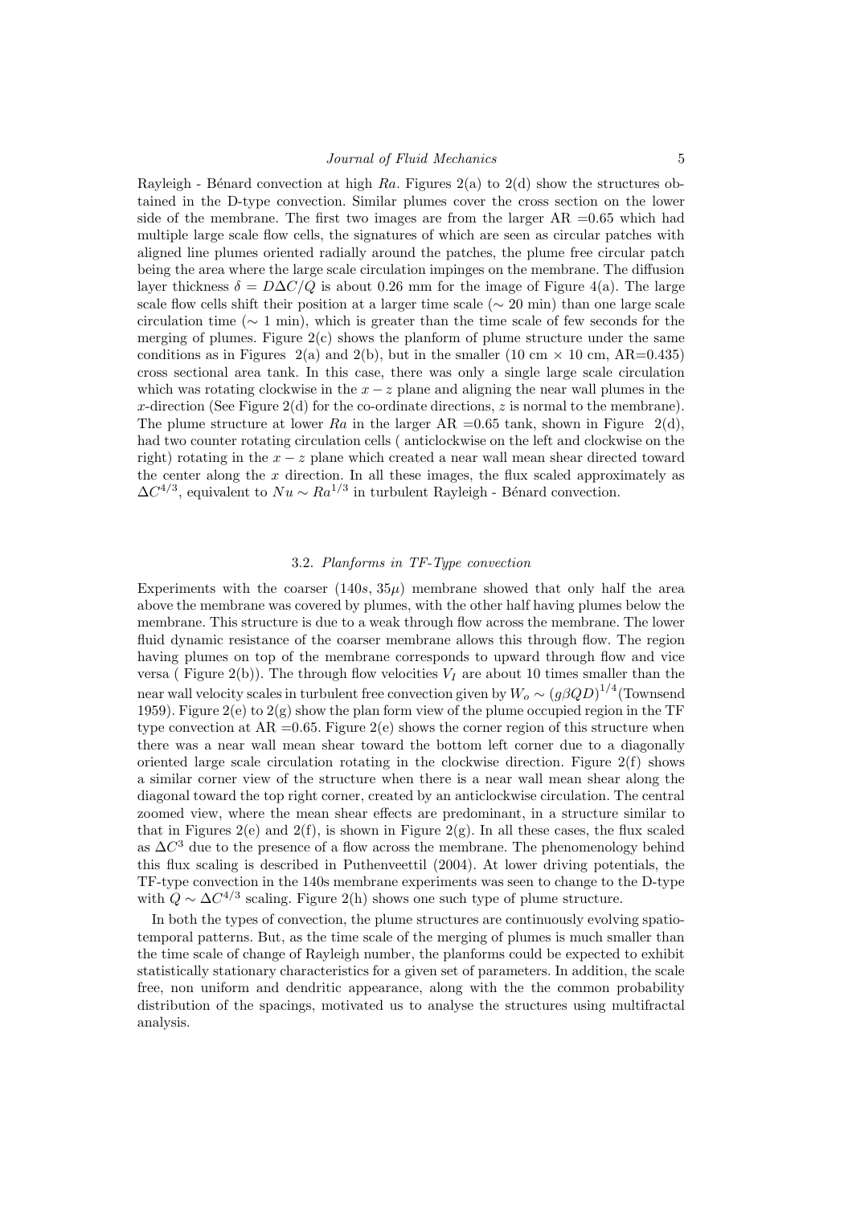Rayleigh - Bénard convection at high $Ra$. Figures 2(a) to 2(d) show the structures obtained in the D-type convection. Similar plumes cover the cross section on the lower side of the membrane. The first two images are from the larger AR =0.65 which had multiple large scale flow cells, the signatures of which are seen as circular patches with aligned line plumes oriented radially around the patches, the plume free circular patch being the area where the large scale circulation impinges on the membrane. The diffusion layer thickness $\delta = D\Delta C/Q$ is about 0.26 mm for the image of Figure 4(a). The large scale flow cells shift their position at a larger time scale ($\sim$ 20 min) than one large scale circulation time ($\sim$ 1 min), which is greater than the time scale of few seconds for the merging of plumes. Figure 2(c) shows the planform of plume structure under the same conditions as in Figures 2(a) and 2(b), but in the smaller (10 cm $\times$ 10 cm, AR=0.435) cross sectional area tank. In this case, there was only a single large scale circulation which was rotating clockwise in the $x - z$ plane and aligning the near wall plumes in the $x$-direction (See Figure 2(d) for the co-ordinate directions, $z$ is normal to the membrane). The plume structure at lower $Ra$ in the larger AR =0.65 tank, shown in Figure 2(d), had two counter rotating circulation cells ( anticlockwise on the left and clockwise on the right) rotating in the $x - z$ plane which created a near wall mean shear directed toward the center along the $x$ direction. In all these images, the flux scaled approximately as $\Delta C^{4/3}$, equivalent to $Nu \sim Ra^{1/3}$ in turbulent Rayleigh - Bénard convection.

### 3.2. *Planforms in TF-Type convection*

Experiments with the coarser $(140s, 35\mu)$ membrane showed that only half the area above the membrane was covered by plumes, with the other half having plumes below the membrane. This structure is due to a weak through flow across the membrane. The lower fluid dynamic resistance of the coarser membrane allows this through flow. The region having plumes on top of the membrane corresponds to upward through flow and vice versa ( Figure 2(b)). The through flow velocities $V_I$ are about 10 times smaller than the near wall velocity scales in turbulent free convection given by $W_o \sim (g\beta QD)^{1/4}$(Townsend 1959). Figure 2(e) to 2(g) show the plan form view of the plume occupied region in the TF type convection at AR =0.65. Figure 2(e) shows the corner region of this structure when there was a near wall mean shear toward the bottom left corner due to a diagonally oriented large scale circulation rotating in the clockwise direction. Figure 2(f) shows a similar corner view of the structure when there is a near wall mean shear along the diagonal toward the top right corner, created by an anticlockwise circulation. The central zoomed view, where the mean shear effects are predominant, in a structure similar to that in Figures 2(e) and 2(f), is shown in Figure 2(g). In all these cases, the flux scaled as $\Delta C^3$ due to the presence of a flow across the membrane. The phenomenology behind this flux scaling is described in Puthenveettil (2004). At lower driving potentials, the TF-type convection in the 140s membrane experiments was seen to change to the D-type with $Q \sim \Delta C^{4/3}$ scaling. Figure 2(h) shows one such type of plume structure.

In both the types of convection, the plume structures are continuously evolving spatio-temporal patterns. But, as the time scale of the merging of plumes is much smaller than the time scale of change of Rayleigh number, the planforms could be expected to exhibit statistically stationary characteristics for a given set of parameters. In addition, the scale free, non uniform and dendritic appearance, along with the the common probability distribution of the spacings, motivated us to analyse the structures using multifractal analysis.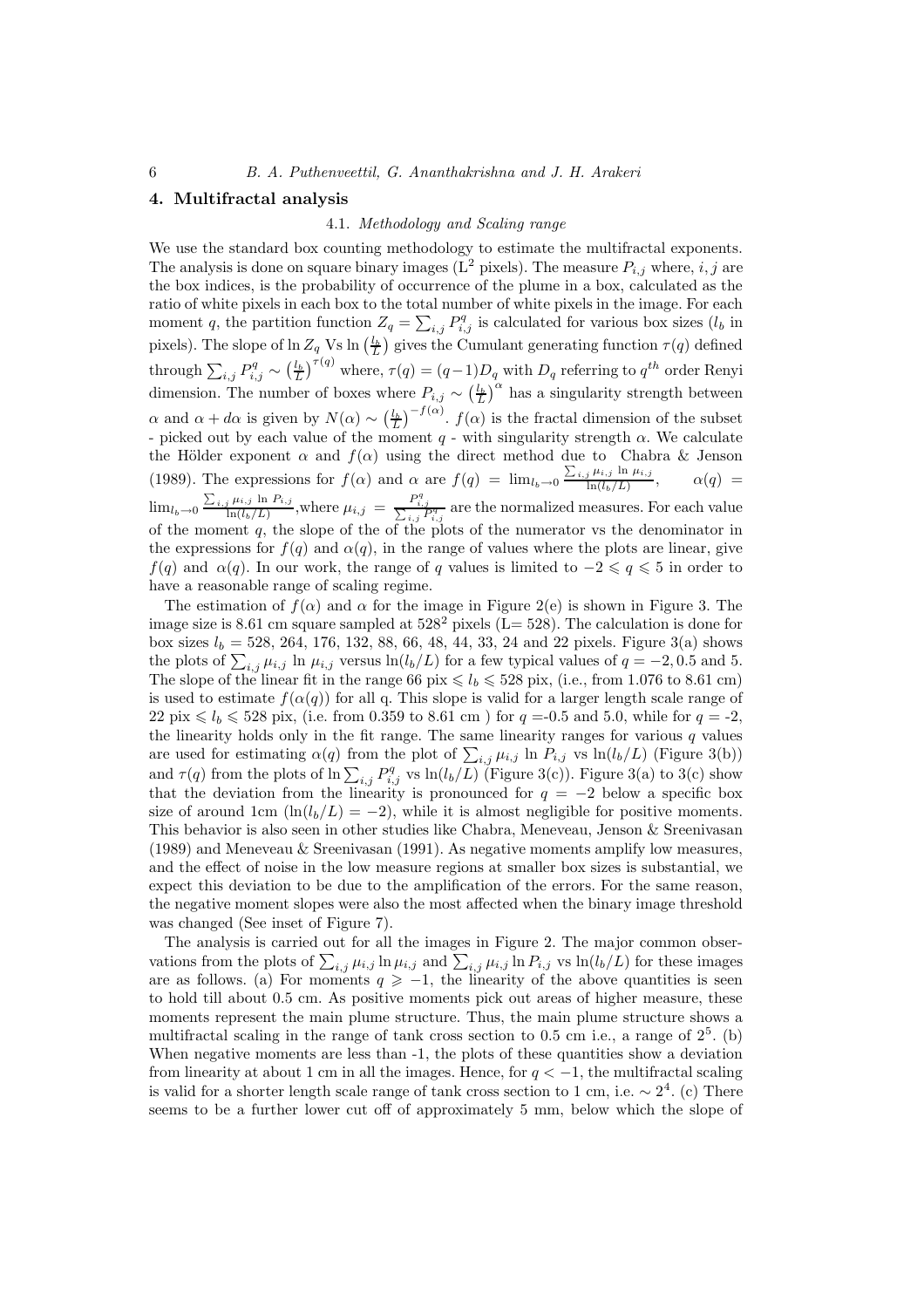## 4. Multifractal analysis

### 4.1. *Methodology and Scaling range*

We use the standard box counting methodology to estimate the multifractal exponents. The analysis is done on square binary images ($L^2$ pixels). The measure $P_{i,j}$ where, $i, j$ are the box indices, is the probability of occurrence of the plume in a box, calculated as the ratio of white pixels in each box to the total number of white pixels in the image. For each moment $q$, the partition function $Z_q = \sum_{i,j} P_{i,j}^q$ is calculated for various box sizes ($l_b$ in pixels). The slope of $\ln Z_q$ Vs $\ln\left(\frac{l_b}{L}\right)$ gives the Cumulant generating function $\tau(q)$ defined through $\sum_{i,j} P_{i,j}^q \sim \left(\frac{l_b}{L}\right)^{\tau(q)}$ where, $\tau(q) = (q-1)D_q$ with $D_q$ referring to $q^{th}$ order Renyi dimension. The number of boxes where $P_{i,j} \sim \left(\frac{l_b}{L}\right)^{\alpha}$ has a singularity strength between $\alpha$ and $\alpha + d\alpha$ is given by $N(\alpha) \sim \left(\frac{l_b}{L}\right)^{-f(\alpha)}$. $f(\alpha)$ is the fractal dimension of the subset - picked out by each value of the moment $q$ - with singularity strength $\alpha$. We calculate the Hölder exponent $\alpha$ and $f(\alpha)$ using the direct method due to Chabra & Jenson (1989). The expressions for $f(\alpha)$ and $\alpha$ are $f(q) = \lim_{l_b \to 0} \frac{\sum_{i,j} \mu_{i,j} \ln \mu_{i,j}}{\ln(l_b/L)}$, $\quad \alpha(q) = \lim_{l_b \to 0} \frac{\sum_{i,j} \mu_{i,j} \ln P_{i,j}}{\ln(l_b/L)}$, where $\mu_{i,j} = \frac{P_{i,j}^q}{\sum_{i,j} P_{i,j}^q}$ are the normalized measures. For each value of the moment $q$, the slope of the of the plots of the numerator vs the denominator in the expressions for $f(q)$ and $\alpha(q)$, in the range of values where the plots are linear, give $f(q)$ and $\alpha(q)$. In our work, the range of $q$ values is limited to $-2 \leqslant q \leqslant 5$ in order to have a reasonable range of scaling regime.

The estimation of $f(\alpha)$ and $\alpha$ for the image in Figure 2(e) is shown in Figure 3. The image size is 8.61 cm square sampled at $528^2$ pixels (L= 528). The calculation is done for box sizes $l_b$ = 528, 264, 176, 132, 88, 66, 48, 44, 33, 24 and 22 pixels. Figure 3(a) shows the plots of $\sum_{i,j} \mu_{i,j} \ln \mu_{i,j}$ versus $\ln(l_b/L)$ for a few typical values of $q = -2, 0.5$ and 5. The slope of the linear fit in the range 66 pix $\leqslant l_b \leqslant$ 528 pix, (i.e., from 1.076 to 8.61 cm) is used to estimate $f(\alpha(q))$ for all q. This slope is valid for a larger length scale range of 22 pix $\leqslant l_b \leqslant$ 528 pix, (i.e. from 0.359 to 8.61 cm ) for $q$ =-0.5 and 5.0, while for $q$ = -2, the linearity holds only in the fit range. The same linearity ranges for various $q$ values are used for estimating $\alpha(q)$ from the plot of $\sum_{i,j} \mu_{i,j} \ln P_{i,j}$ vs $\ln(l_b/L)$ (Figure 3(b)) and $\tau(q)$ from the plots of $\ln \sum_{i,j} P_{i,j}^q$ vs $\ln(l_b/L)$ (Figure 3(c)). Figure 3(a) to 3(c) show that the deviation from the linearity is pronounced for $q = -2$ below a specific box size of around 1cm ($\ln(l_b/L) = -2$), while it is almost negligible for positive moments. This behavior is also seen in other studies like Chabra, Meneveau, Jenson & Sreenivasan (1989) and Meneveau & Sreenivasan (1991). As negative moments amplify low measures, and the effect of noise in the low measure regions at smaller box sizes is substantial, we expect this deviation to be due to the amplification of the errors. For the same reason, the negative moment slopes were also the most affected when the binary image threshold was changed (See inset of Figure 7).

The analysis is carried out for all the images in Figure 2. The major common observations from the plots of $\sum_{i,j} \mu_{i,j} \ln \mu_{i,j}$ and $\sum_{i,j} \mu_{i,j} \ln P_{i,j}$ vs $\ln(l_b/L)$ for these images are as follows. (a) For moments $q \geqslant -1$, the linearity of the above quantities is seen to hold till about 0.5 cm. As positive moments pick out areas of higher measure, these moments represent the main plume structure. Thus, the main plume structure shows a multifractal scaling in the range of tank cross section to 0.5 cm i.e., a range of $2^5$. (b) When negative moments are less than -1, the plots of these quantities show a deviation from linearity at about 1 cm in all the images. Hence, for $q < -1$, the multifractal scaling is valid for a shorter length scale range of tank cross section to 1 cm, i.e. $\sim 2^4$. (c) There seems to be a further lower cut off of approximately 5 mm, below which the slope of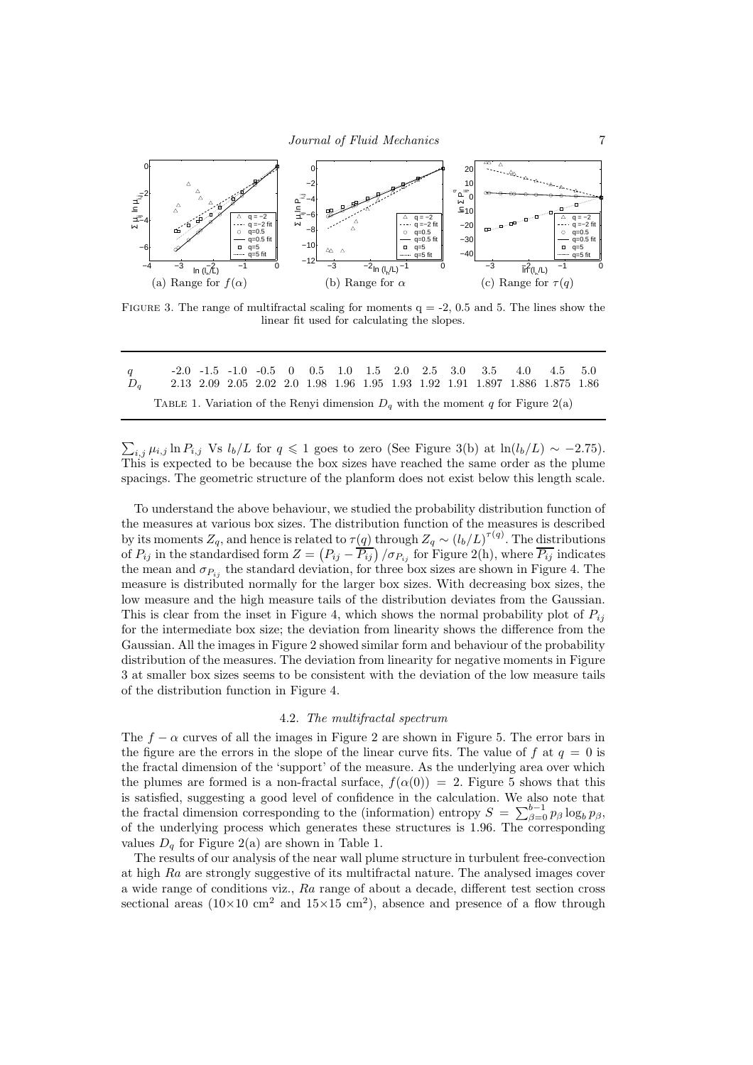(a) Range for $f(\alpha)$ (b) Range for $\alpha$ (c) Range for $\tau(q)$

FIGURE 3. The range of multifractal scaling for moments q = -2, 0.5 and 5. The lines show the linear fit used for calculating the slopes.

| $q$ | -2.0 | -1.5 | -1.0 | -0.5 | 0 | 0.5 | 1.0 | 1.5 | 2.0 | 2.5 | 3.0 | 3.5 | 4.0 | 4.5 | 5.0 |
|---|---|---|---|---|---|---|---|---|---|---|---|---|---|---|---|
| $D_q$ | 2.13 | 2.09 | 2.05 | 2.02 | 2.0 | 1.98 | 1.96 | 1.95 | 1.93 | 1.92 | 1.91 | 1.897 | 1.886 | 1.875 | 1.86 |

TABLE 1. Variation of the Renyi dimension $D_q$ with the moment $q$ for Figure 2(a)

$\sum_{i,j} \mu_{i,j} \ln P_{i,j}$ Vs $l_b/L$ for $q \leqslant 1$ goes to zero (See Figure 3(b) at $\ln(l_b/L) \sim -2.75$). This is expected to be because the box sizes have reached the same order as the plume spacings. The geometric structure of the planform does not exist below this length scale.

To understand the above behaviour, we studied the probability distribution function of the measures at various box sizes. The distribution function of the measures is described by its moments $Z_q$, and hence is related to $\tau(q)$ through $Z_q \sim (l_b/L)^{\tau(q)}$. The distributions of $P_{ij}$ in the standardised form $Z = \left(P_{ij} - \overline{P_{ij}}\right)/\sigma_{P_{ij}}$ for Figure 2(h), where $\overline{P_{ij}}$ indicates the mean and $\sigma_{P_{ij}}$ the standard deviation, for three box sizes are shown in Figure 4. The measure is distributed normally for the larger box sizes. With decreasing box sizes, the low measure and the high measure tails of the distribution deviates from the Gaussian. This is clear from the inset in Figure 4, which shows the normal probability plot of $P_{ij}$ for the intermediate box size; the deviation from linearity shows the difference from the Gaussian. All the images in Figure 2 showed similar form and behaviour of the probability distribution of the measures. The deviation from linearity for negative moments in Figure 3 at smaller box sizes seems to be consistent with the deviation of the low measure tails of the distribution function in Figure 4.

### 4.2. *The multifractal spectrum*

The $f - \alpha$ curves of all the images in Figure 2 are shown in Figure 5. The error bars in the figure are the errors in the slope of the linear curve fits. The value of $f$ at $q = 0$ is the fractal dimension of the 'support' of the measure. As the underlying area over which the plumes are formed is a non-fractal surface, $f(\alpha(0)) = 2$. Figure 5 shows that this is satisfied, suggesting a good level of confidence in the calculation. We also note that the fractal dimension corresponding to the (information) entropy $S = \sum_{\beta=0}^{b-1} p_\beta \log_b p_\beta$, of the underlying process which generates these structures is 1.96. The corresponding values $D_q$ for Figure 2(a) are shown in Table 1.

The results of our analysis of the near wall plume structure in turbulent free-convection at high *Ra* are strongly suggestive of its multifractal nature. The analysed images cover a wide range of conditions viz., *Ra* range of about a decade, different test section cross sectional areas (10×10 cm$^2$ and 15×15 cm$^2$), absence and presence of a flow through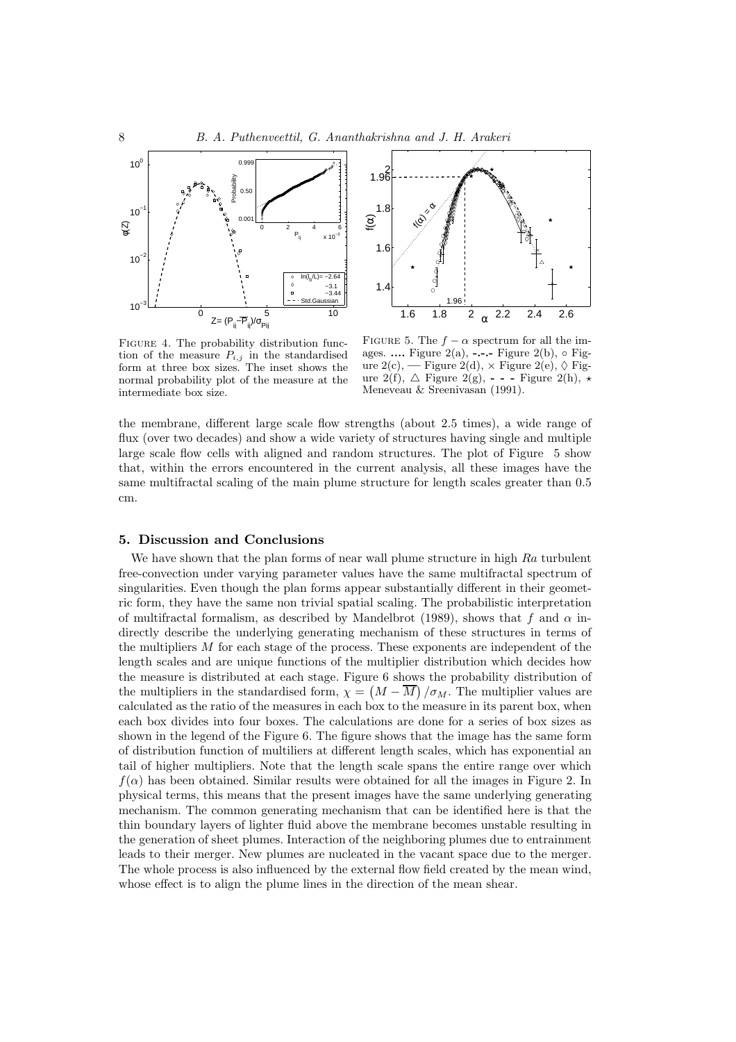Figure 4. The probability distribution function of the measure $P_{i,j}$ in the standardised form at three box sizes. The inset shows the normal probability plot of the measure at the intermediate box size.

Figure 5. The $f-\alpha$ spectrum for all the images. .... Figure 2(a), -.-.- Figure 2(b), ∘ Figure 2(c), — Figure 2(d), × Figure 2(e), ◊ Figure 2(f), △ Figure 2(g), - - - Figure 2(h), ⋆ Meneveau & Sreenivasan (1991).

the membrane, different large scale flow strengths (about 2.5 times), a wide range of flux (over two decades) and show a wide variety of structures having single and multiple large scale flow cells with aligned and random structures. The plot of Figure 5 show that, within the errors encountered in the current analysis, all these images have the same multifractal scaling of the main plume structure for length scales greater than 0.5 cm.

## 5. Discussion and Conclusions

We have shown that the plan forms of near wall plume structure in high *Ra* turbulent free-convection under varying parameter values have the same multifractal spectrum of singularities. Even though the plan forms appear substantially different in their geometric form, they have the same non trivial spatial scaling. The probabilistic interpretation of multifractal formalism, as described by Mandelbrot (1989), shows that $f$ and $\alpha$ indirectly describe the underlying generating mechanism of these structures in terms of the multipliers $M$ for each stage of the process. These exponents are independent of the length scales and are unique functions of the multiplier distribution which decides how the measure is distributed at each stage. Figure 6 shows the probability distribution of the multipliers in the standardised form, $\chi = \left(M - \overline{M}\right)/\sigma_M$. The multiplier values are calculated as the ratio of the measures in each box to the measure in its parent box, when each box divides into four boxes. The calculations are done for a series of box sizes as shown in the legend of the Figure 6. The figure shows that the image has the same form of distribution function of multiliers at different length scales, which has exponential an tail of higher multipliers. Note that the length scale spans the entire range over which $f(\alpha)$ has been obtained. Similar results were obtained for all the images in Figure 2. In physical terms, this means that the present images have the same underlying generating mechanism. The common generating mechanism that can be identified here is that the thin boundary layers of lighter fluid above the membrane becomes unstable resulting in the generation of sheet plumes. Interaction of the neighboring plumes due to entrainment leads to their merger. New plumes are nucleated in the vacant space due to the merger. The whole process is also influenced by the external flow field created by the mean wind, whose effect is to align the plume lines in the direction of the mean shear.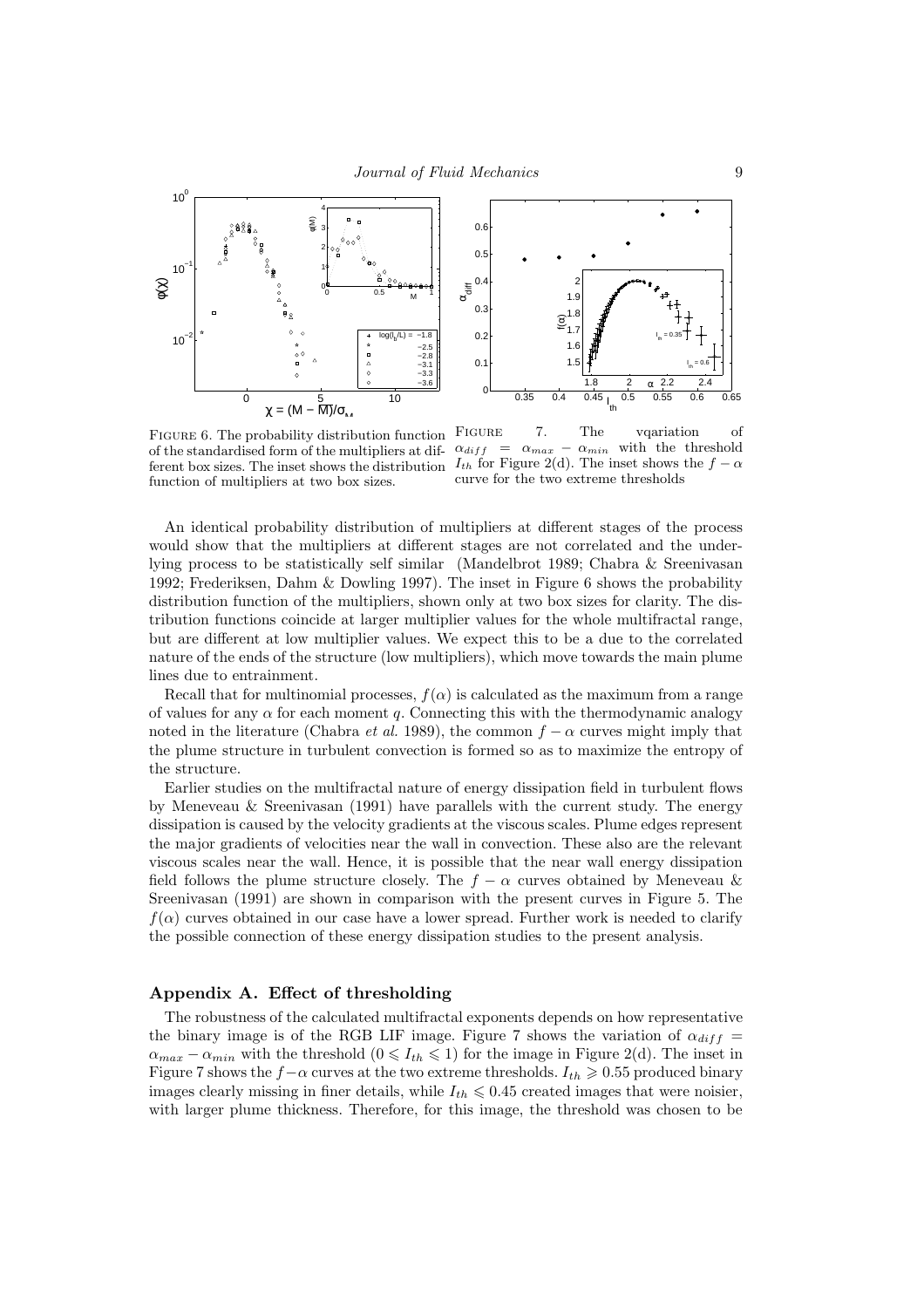Figure 6. The probability distribution function of the standardised form of the multipliers at different box sizes. The inset shows the distribution function of multipliers at two box sizes.

Figure 7. The vqariation of $\alpha_{diff} = \alpha_{max} - \alpha_{min}$ with the threshold $I_{th}$ for Figure 2(d). The inset shows the $f - \alpha$ curve for the two extreme thresholds

An identical probability distribution of multipliers at different stages of the process would show that the multipliers at different stages are not correlated and the underlying process to be statistically self similar (Mandelbrot 1989; Chabra & Sreenivasan 1992; Frederiksen, Dahm & Dowling 1997). The inset in Figure 6 shows the probability distribution function of the multipliers, shown only at two box sizes for clarity. The distribution functions coincide at larger multiplier values for the whole multifractal range, but are different at low multiplier values. We expect this to be a due to the correlated nature of the ends of the structure (low multipliers), which move towards the main plume lines due to entrainment.

Recall that for multinomial processes, $f(\alpha)$ is calculated as the maximum from a range of values for any $\alpha$ for each moment $q$. Connecting this with the thermodynamic analogy noted in the literature (Chabra *et al.* 1989), the common $f - \alpha$ curves might imply that the plume structure in turbulent convection is formed so as to maximize the entropy of the structure.

Earlier studies on the multifractal nature of energy dissipation field in turbulent flows by Meneveau & Sreenivasan (1991) have parallels with the current study. The energy dissipation is caused by the velocity gradients at the viscous scales. Plume edges represent the major gradients of velocities near the wall in convection. These also are the relevant viscous scales near the wall. Hence, it is possible that the near wall energy dissipation field follows the plume structure closely. The $f - \alpha$ curves obtained by Meneveau & Sreenivasan (1991) are shown in comparison with the present curves in Figure 5. The $f(\alpha)$ curves obtained in our case have a lower spread. Further work is needed to clarify the possible connection of these energy dissipation studies to the present analysis.

## Appendix A. Effect of thresholding

The robustness of the calculated multifractal exponents depends on how representative the binary image is of the RGB LIF image. Figure 7 shows the variation of $\alpha_{diff} = \alpha_{max} - \alpha_{min}$ with the threshold ($0 \leqslant I_{th} \leqslant 1$) for the image in Figure 2(d). The inset in Figure 7 shows the $f - \alpha$ curves at the two extreme thresholds. $I_{th} \geqslant 0.55$ produced binary images clearly missing in finer details, while $I_{th} \leqslant 0.45$ created images that were noisier, with larger plume thickness. Therefore, for this image, the threshold was chosen to be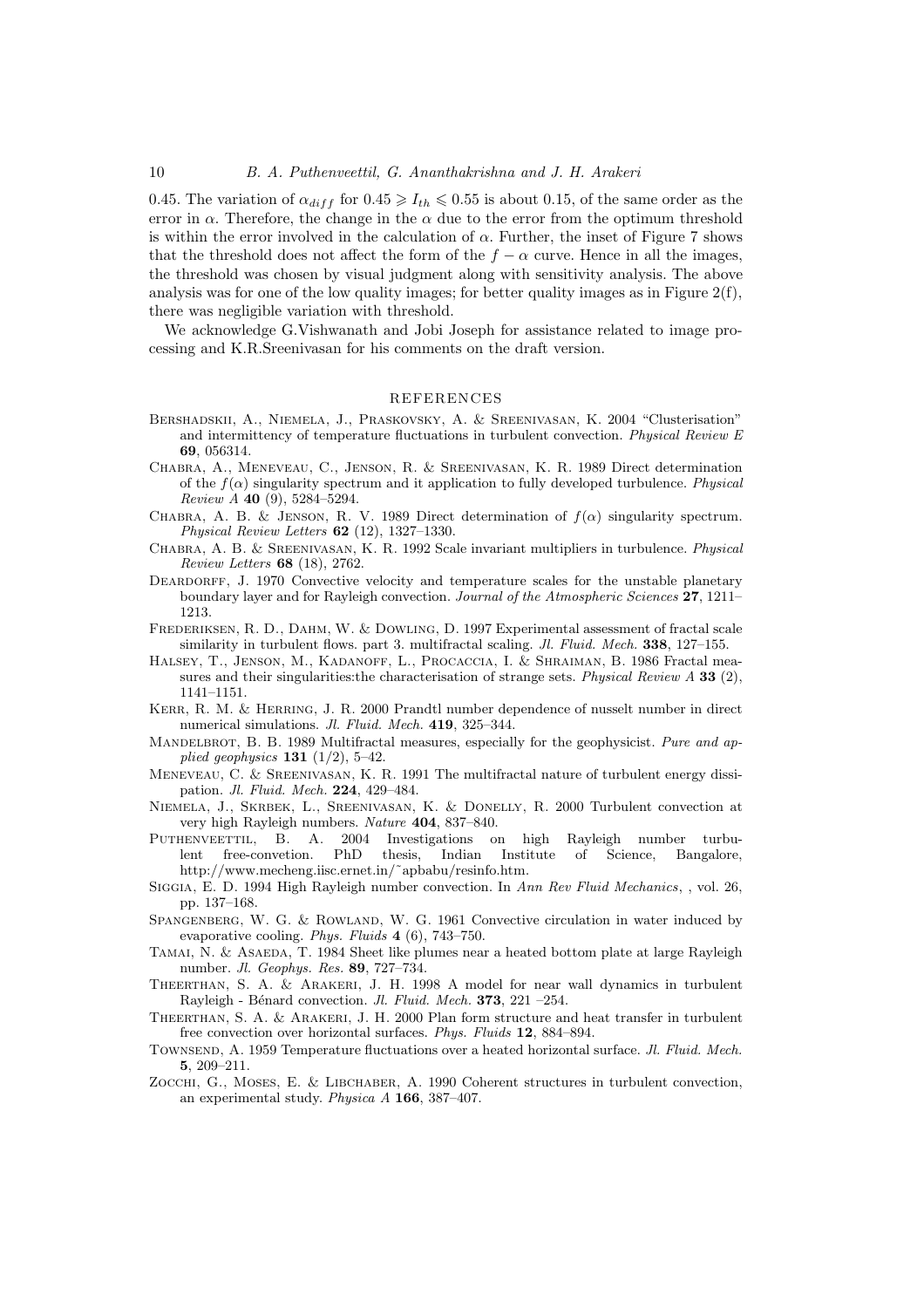0.45. The variation of $\alpha_{diff}$ for $0.45 \geqslant I_{th} \leqslant 0.55$ is about 0.15, of the same order as the error in $\alpha$. Therefore, the change in the $\alpha$ due to the error from the optimum threshold is within the error involved in the calculation of $\alpha$. Further, the inset of Figure 7 shows that the threshold does not affect the form of the $f-\alpha$ curve. Hence in all the images, the threshold was chosen by visual judgment along with sensitivity analysis. The above analysis was for one of the low quality images; for better quality images as in Figure 2(f), there was negligible variation with threshold.

We acknowledge G.Vishwanath and Jobi Joseph for assistance related to image processing and K.R.Sreenivasan for his comments on the draft version.

## REFERENCES

Bershadskii, A., Niemela, J., Praskovsky, A. & Sreenivasan, K. 2004 "Clusterisation" and intermittency of temperature fluctuations in turbulent convection. *Physical Review E* **69**, 056314.

Chabra, A., Meneveau, C., Jenson, R. & Sreenivasan, K. R. 1989 Direct determination of the $f(\alpha)$ singularity spectrum and it application to fully developed turbulence. *Physical Review A* **40** (9), 5284–5294.

Chabra, A. B. & Jenson, R. V. 1989 Direct determination of $f(\alpha)$ singularity spectrum. *Physical Review Letters* **62** (12), 1327–1330.

Chabra, A. B. & Sreenivasan, K. R. 1992 Scale invariant multipliers in turbulence. *Physical Review Letters* **68** (18), 2762.

Deardorff, J. 1970 Convective velocity and temperature scales for the unstable planetary boundary layer and for Rayleigh convection. *Journal of the Atmospheric Sciences* **27**, 1211–1213.

Frederiksen, R. D., Dahm, W. & Dowling, D. 1997 Experimental assessment of fractal scale similarity in turbulent flows. part 3. multifractal scaling. *Jl. Fluid. Mech.* **338**, 127–155.

Halsey, T., Jenson, M., Kadanoff, L., Procaccia, I. & Shraiman, B. 1986 Fractal measures and their singularities:the characterisation of strange sets. *Physical Review A* **33** (2), 1141–1151.

Kerr, R. M. & Herring, J. R. 2000 Prandtl number dependence of nusselt number in direct numerical simulations. *Jl. Fluid. Mech.* **419**, 325–344.

Mandelbrot, B. B. 1989 Multifractal measures, especially for the geophysicist. *Pure and applied geophysics* **131** (1/2), 5–42.

Meneveau, C. & Sreenivasan, K. R. 1991 The multifractal nature of turbulent energy dissipation. *Jl. Fluid. Mech.* **224**, 429–484.

Niemela, J., Skrbek, L., Sreenivasan, K. & Donelly, R. 2000 Turbulent convection at very high Rayleigh numbers. *Nature* **404**, 837–840.

Puthenveettil, B. A. 2004 Investigations on high Rayleigh number turbulent free-convetion. PhD thesis, Indian Institute of Science, Bangalore, http://www.mecheng.iisc.ernet.in/~apbabu/resinfo.htm.

Siggia, E. D. 1994 High Rayleigh number convection. In *Ann Rev Fluid Mechanics*, , vol. 26, pp. 137–168.

Spangenberg, W. G. & Rowland, W. G. 1961 Convective circulation in water induced by evaporative cooling. *Phys. Fluids* **4** (6), 743–750.

Tamai, N. & Asaeda, T. 1984 Sheet like plumes near a heated bottom plate at large Rayleigh number. *Jl. Geophys. Res.* **89**, 727–734.

Theerthan, S. A. & Arakeri, J. H. 1998 A model for near wall dynamics in turbulent Rayleigh - Bénard convection. *Jl. Fluid. Mech.* **373**, 221 –254.

Theerthan, S. A. & Arakeri, J. H. 2000 Plan form structure and heat transfer in turbulent free convection over horizontal surfaces. *Phys. Fluids* **12**, 884–894.

Townsend, A. 1959 Temperature fluctuations over a heated horizontal surface. *Jl. Fluid. Mech.* **5**, 209–211.

Zocchi, G., Moses, E. & Libchaber, A. 1990 Coherent structures in turbulent convection, an experimental study. *Physica A* **166**, 387–407.